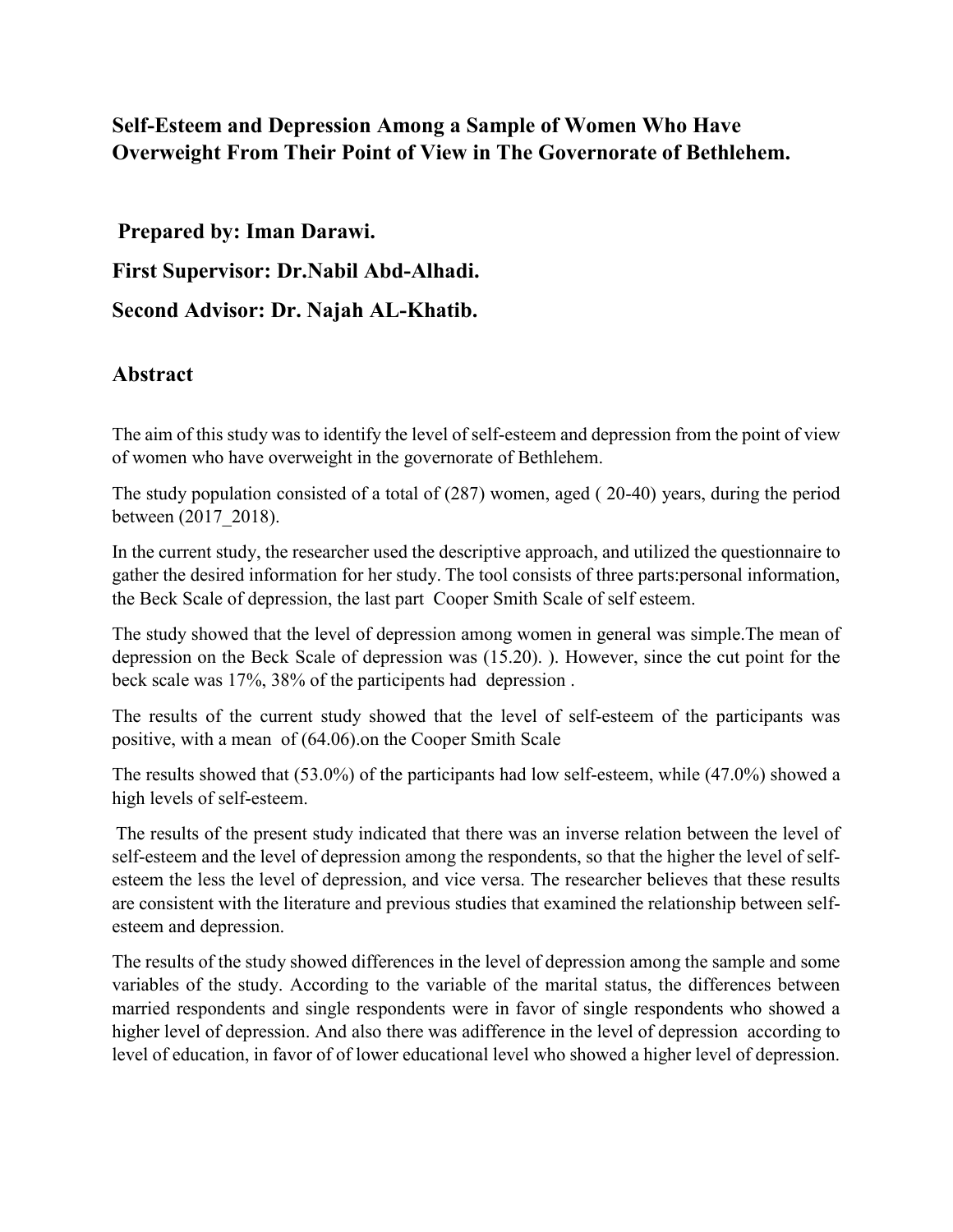## Self-Esteem and Depression Among a Sample of Women Who Have Overweight From Their Point of View in The Governorate of Bethlehem.

**Prepared by: Iman Darawi.**

**First Supervisor: Dr.Nabil Abd-Alhadi.**

**Second Advisor: Dr. Najah AL-Khatib.**

### Abstract

The aim of this study was to identify the level of self-esteem and depression from the point of view of women who have overweight in the governorate of Bethlehem.

The study population consisted of a total of (287) women, aged ( 20-40) years, during the period between (2017_2018).

In the current study, the researcher used the descriptive approach, and utilized the questionnaire to gather the desired information for her study. The tool consists of three parts:personal information, the Beck Scale of depression, the last part Cooper Smith Scale of self esteem.

The study showed that the level of depression among women in general was simple.The mean of depression on the Beck Scale of depression was (15.20). ). However, since the cut point for the beck scale was 17%, 38% of the participents had depression .

The results of the current study showed that the level of self-esteem of the participants was positive, with a mean of (64.06).on the Cooper Smith Scale

The results showed that (53.0%) of the participants had low self-esteem, while (47.0%) showed a high levels of self-esteem.

The results of the present study indicated that there was an inverse relation between the level of self-esteem and the level of depression among the respondents, so that the higher the level of self-esteem the less the level of depression, and vice versa. The researcher believes that these results are consistent with the literature and previous studies that examined the relationship between self-esteem and depression.

The results of the study showed differences in the level of depression among the sample and some variables of the study. According to the variable of the marital status, the differences between married respondents and single respondents were in favor of single respondents who showed a higher level of depression. And also there was adifference in the level of depression according to level of education, in favor of of lower educational level who showed a higher level of depression.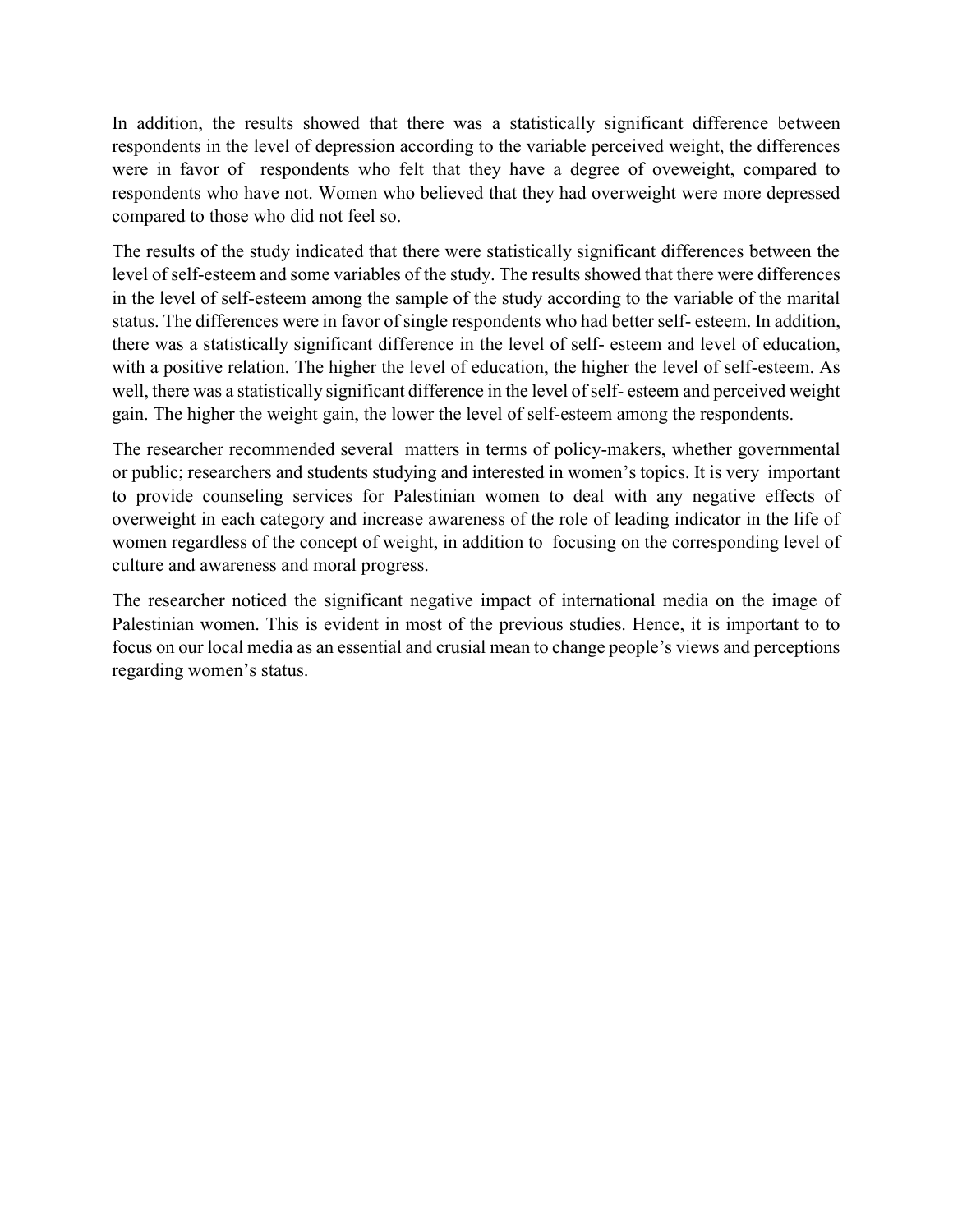In addition, the results showed that there was a statistically significant difference between respondents in the level of depression according to the variable perceived weight, the differences were in favor of respondents who felt that they have a degree of oveweight, compared to respondents who have not. Women who believed that they had overweight were more depressed compared to those who did not feel so.

The results of the study indicated that there were statistically significant differences between the level of self-esteem and some variables of the study. The results showed that there were differences in the level of self-esteem among the sample of the study according to the variable of the marital status. The differences were in favor of single respondents who had better self- esteem. In addition, there was a statistically significant difference in the level of self- esteem and level of education, with a positive relation. The higher the level of education, the higher the level of self-esteem. As well, there was a statistically significant difference in the level of self- esteem and perceived weight gain. The higher the weight gain, the lower the level of self-esteem among the respondents.

The researcher recommended several matters in terms of policy-makers, whether governmental or public; researchers and students studying and interested in women's topics. It is very important to provide counseling services for Palestinian women to deal with any negative effects of overweight in each category and increase awareness of the role of leading indicator in the life of women regardless of the concept of weight, in addition to focusing on the corresponding level of culture and awareness and moral progress.

The researcher noticed the significant negative impact of international media on the image of Palestinian women. This is evident in most of the previous studies. Hence, it is important to to focus on our local media as an essential and crusial mean to change people's views and perceptions regarding women's status.